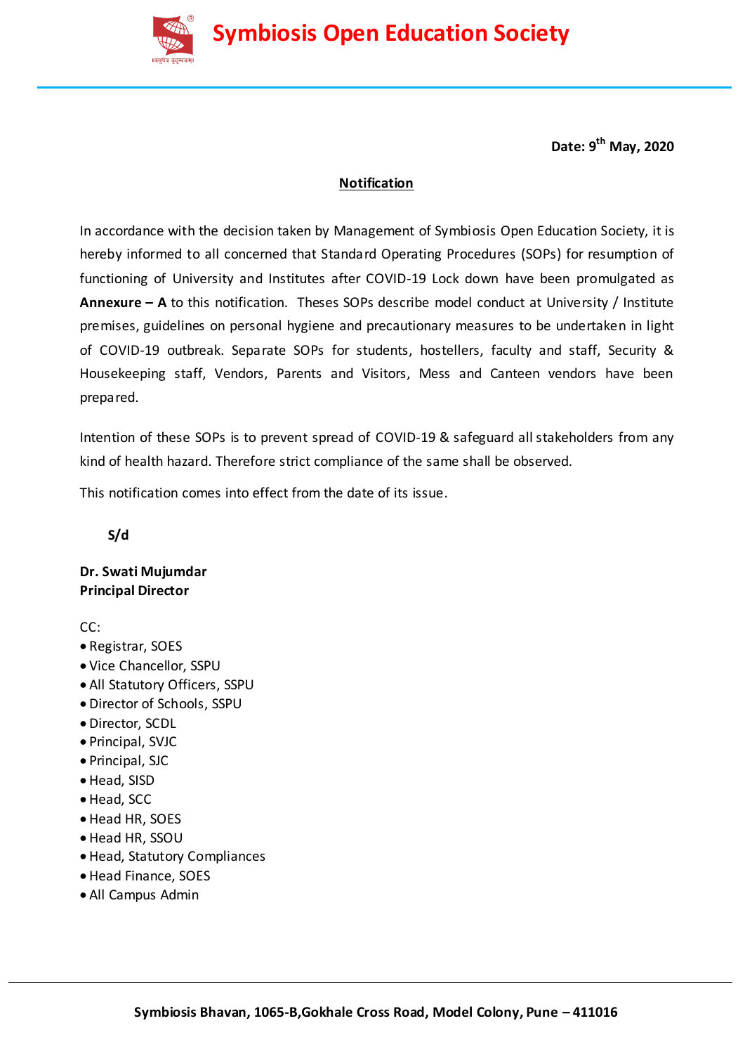# Symbiosis Open Education Society

**Date: 9th May, 2020**

**Notification**

In accordance with the decision taken by Management of Symbiosis Open Education Society, it is hereby informed to all concerned that Standard Operating Procedures (SOPs) for resumption of functioning of University and Institutes after COVID-19 Lock down have been promulgated as **Annexure – A** to this notification. Theses SOPs describe model conduct at University / Institute premises, guidelines on personal hygiene and precautionary measures to be undertaken in light of COVID-19 outbreak. Separate SOPs for students, hostellers, faculty and staff, Security & Housekeeping staff, Vendors, Parents and Visitors, Mess and Canteen vendors have been prepared.

Intention of these SOPs is to prevent spread of COVID-19 & safeguard all stakeholders from any kind of health hazard. Therefore strict compliance of the same shall be observed.

This notification comes into effect from the date of its issue.

**S/d**

**Dr. Swati Mujumdar**
**Principal Director**

CC:

- Registrar, SOES
- Vice Chancellor, SSPU
- All Statutory Officers, SSPU
- Director of Schools, SSPU
- Director, SCDL
- Principal, SVJC
- Principal, SJC
- Head, SISD
- Head, SCC
- Head HR, SOES
- Head HR, SSOU
- Head, Statutory Compliances
- Head Finance, SOES
- All Campus Admin

**Symbiosis Bhavan, 1065-B,Gokhale Cross Road, Model Colony, Pune – 411016**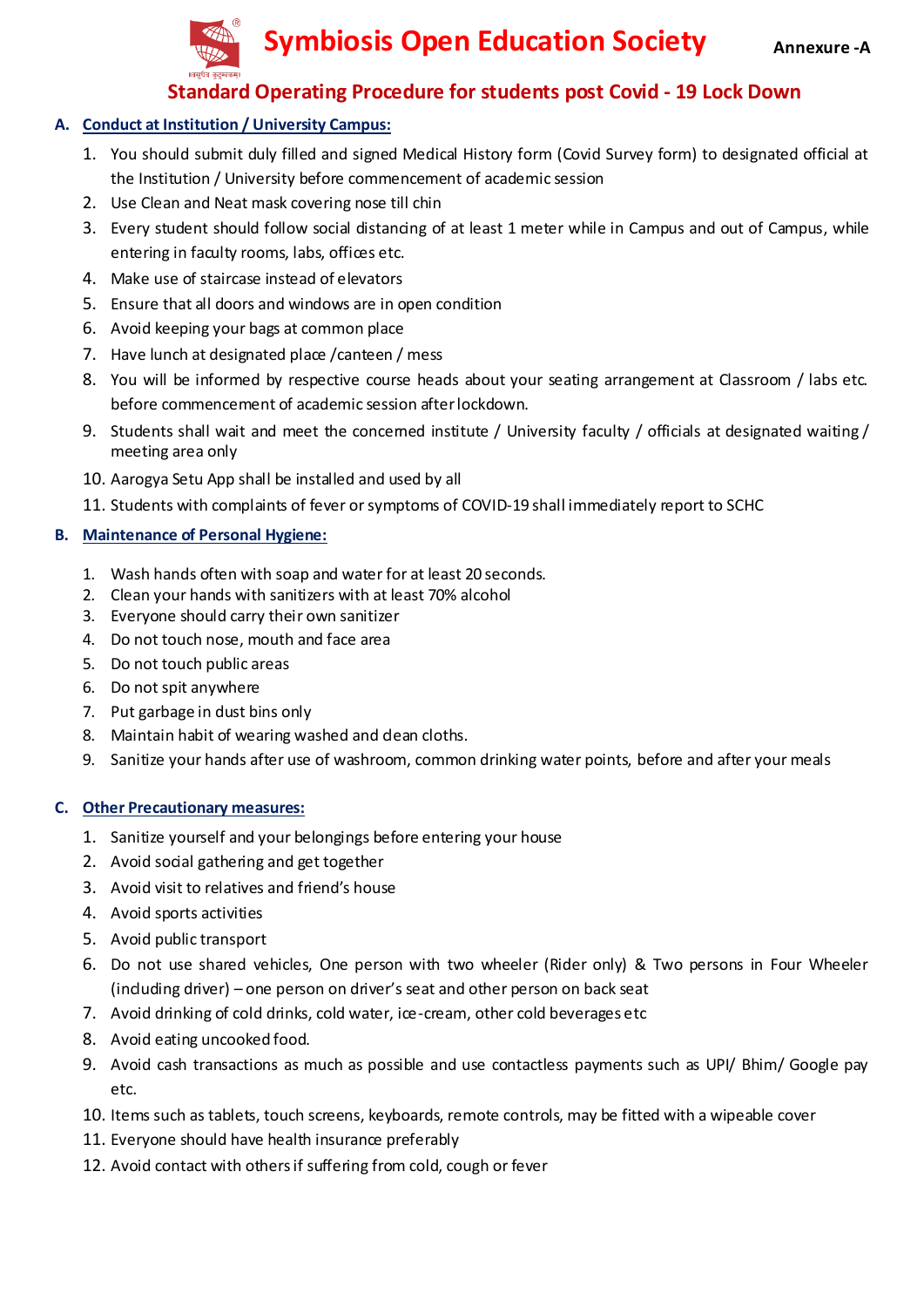# Symbiosis Open Education Society

**Annexure -A**

## Standard Operating Procedure for students post Covid - 19 Lock Down

### A. Conduct at Institution / University Campus:

1. You should submit duly filled and signed Medical History form (Covid Survey form) to designated official at the Institution / University before commencement of academic session
2. Use Clean and Neat mask covering nose till chin
3. Every student should follow social distancing of at least 1 meter while in Campus and out of Campus, while entering in faculty rooms, labs, offices etc.
4. Make use of staircase instead of elevators
5. Ensure that all doors and windows are in open condition
6. Avoid keeping your bags at common place
7. Have lunch at designated place /canteen / mess
8. You will be informed by respective course heads about your seating arrangement at Classroom / labs etc. before commencement of academic session after lockdown.
9. Students shall wait and meet the concerned institute / University faculty / officials at designated waiting / meeting area only
10. Aarogya Setu App shall be installed and used by all
11. Students with complaints of fever or symptoms of COVID-19 shall immediately report to SCHC

### B. Maintenance of Personal Hygiene:

1. Wash hands often with soap and water for at least 20 seconds.
2. Clean your hands with sanitizers with at least 70% alcohol
3. Everyone should carry their own sanitizer
4. Do not touch nose, mouth and face area
5. Do not touch public areas
6. Do not spit anywhere
7. Put garbage in dust bins only
8. Maintain habit of wearing washed and clean cloths.
9. Sanitize your hands after use of washroom, common drinking water points, before and after your meals

### C. Other Precautionary measures:

1. Sanitize yourself and your belongings before entering your house
2. Avoid social gathering and get together
3. Avoid visit to relatives and friend's house
4. Avoid sports activities
5. Avoid public transport
6. Do not use shared vehicles, One person with two wheeler (Rider only) & Two persons in Four Wheeler (including driver) – one person on driver's seat and other person on back seat
7. Avoid drinking of cold drinks, cold water, ice-cream, other cold beverages etc
8. Avoid eating uncooked food.
9. Avoid cash transactions as much as possible and use contactless payments such as UPI/ Bhim/ Google pay etc.
10. Items such as tablets, touch screens, keyboards, remote controls, may be fitted with a wipeable cover
11. Everyone should have health insurance preferably
12. Avoid contact with others if suffering from cold, cough or fever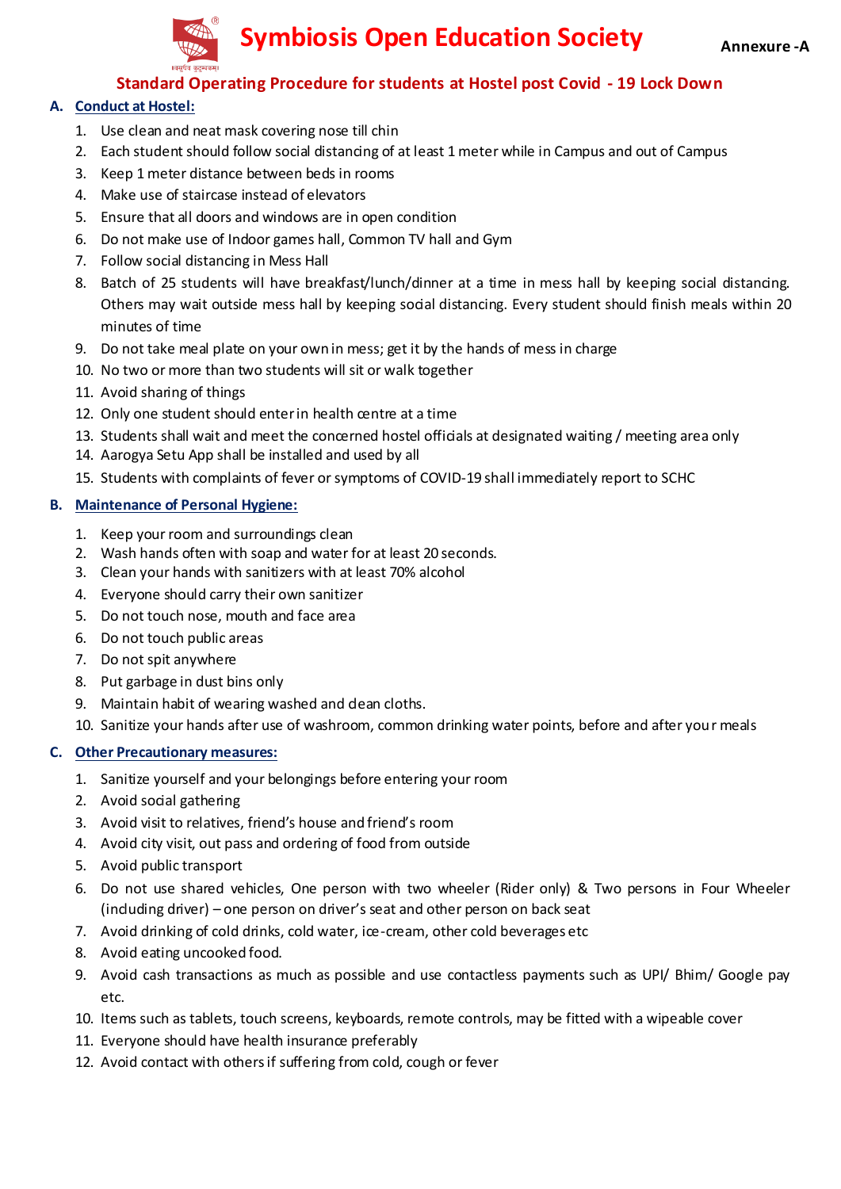# Symbiosis Open Education Society

**Annexure -A**

## Standard Operating Procedure for students at Hostel post Covid - 19 Lock Down

### A. Conduct at Hostel:

1. Use clean and neat mask covering nose till chin
2. Each student should follow social distancing of at least 1 meter while in Campus and out of Campus
3. Keep 1 meter distance between beds in rooms
4. Make use of staircase instead of elevators
5. Ensure that all doors and windows are in open condition
6. Do not make use of Indoor games hall, Common TV hall and Gym
7. Follow social distancing in Mess Hall
8. Batch of 25 students will have breakfast/lunch/dinner at a time in mess hall by keeping social distancing. Others may wait outside mess hall by keeping social distancing. Every student should finish meals within 20 minutes of time
9. Do not take meal plate on your own in mess; get it by the hands of mess in charge
10. No two or more than two students will sit or walk together
11. Avoid sharing of things
12. Only one student should enter in health centre at a time
13. Students shall wait and meet the concerned hostel officials at designated waiting / meeting area only
14. Aarogya Setu App shall be installed and used by all
15. Students with complaints of fever or symptoms of COVID-19 shall immediately report to SCHC

### B. Maintenance of Personal Hygiene:

1. Keep your room and surroundings clean
2. Wash hands often with soap and water for at least 20 seconds.
3. Clean your hands with sanitizers with at least 70% alcohol
4. Everyone should carry their own sanitizer
5. Do not touch nose, mouth and face area
6. Do not touch public areas
7. Do not spit anywhere
8. Put garbage in dust bins only
9. Maintain habit of wearing washed and clean cloths.
10. Sanitize your hands after use of washroom, common drinking water points, before and after your meals

### C. Other Precautionary measures:

1. Sanitize yourself and your belongings before entering your room
2. Avoid social gathering
3. Avoid visit to relatives, friend's house and friend's room
4. Avoid city visit, out pass and ordering of food from outside
5. Avoid public transport
6. Do not use shared vehicles, One person with two wheeler (Rider only) & Two persons in Four Wheeler (including driver) – one person on driver's seat and other person on back seat
7. Avoid drinking of cold drinks, cold water, ice-cream, other cold beverages etc
8. Avoid eating uncooked food.
9. Avoid cash transactions as much as possible and use contactless payments such as UPI/ Bhim/ Google pay etc.
10. Items such as tablets, touch screens, keyboards, remote controls, may be fitted with a wipeable cover
11. Everyone should have health insurance preferably
12. Avoid contact with others if suffering from cold, cough or fever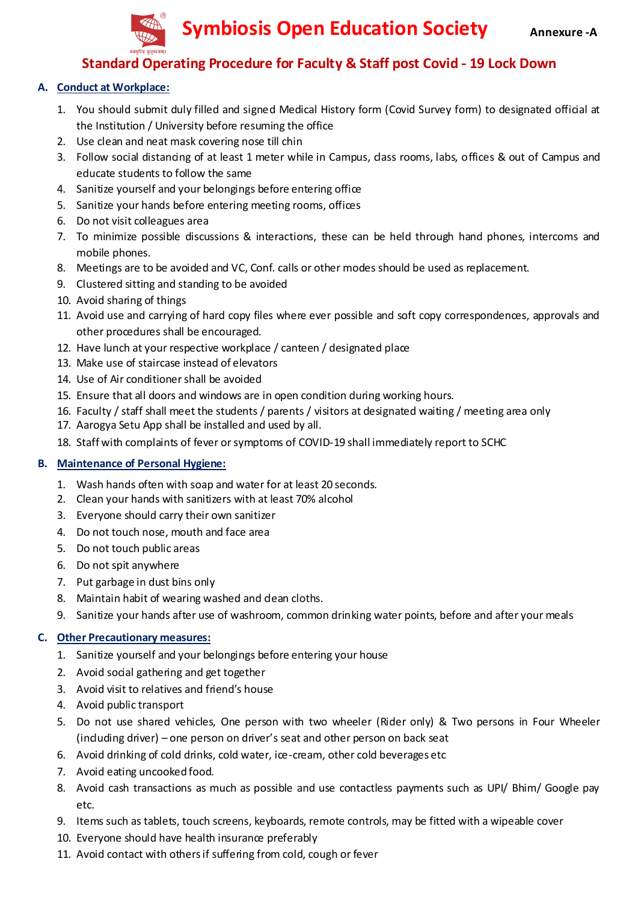# Symbiosis Open Education Society

**Annexure -A**

## Standard Operating Procedure for Faculty & Staff post Covid - 19 Lock Down

### A. Conduct at Workplace:

1. You should submit duly filled and signed Medical History form (Covid Survey form) to designated official at the Institution / University before resuming the office
2. Use clean and neat mask covering nose till chin
3. Follow social distancing of at least 1 meter while in Campus, class rooms, labs, offices & out of Campus and educate students to follow the same
4. Sanitize yourself and your belongings before entering office
5. Sanitize your hands before entering meeting rooms, offices
6. Do not visit colleagues area
7. To minimize possible discussions & interactions, these can be held through hand phones, intercoms and mobile phones.
8. Meetings are to be avoided and VC, Conf. calls or other modes should be used as replacement.
9. Clustered sitting and standing to be avoided
10. Avoid sharing of things
11. Avoid use and carrying of hard copy files where ever possible and soft copy correspondences, approvals and other procedures shall be encouraged.
12. Have lunch at your respective workplace / canteen / designated place
13. Make use of staircase instead of elevators
14. Use of Air conditioner shall be avoided
15. Ensure that all doors and windows are in open condition during working hours.
16. Faculty / staff shall meet the students / parents / visitors at designated waiting / meeting area only
17. Aarogya Setu App shall be installed and used by all.
18. Staff with complaints of fever or symptoms of COVID-19 shall immediately report to SCHC

### B. Maintenance of Personal Hygiene:

1. Wash hands often with soap and water for at least 20 seconds.
2. Clean your hands with sanitizers with at least 70% alcohol
3. Everyone should carry their own sanitizer
4. Do not touch nose, mouth and face area
5. Do not touch public areas
6. Do not spit anywhere
7. Put garbage in dust bins only
8. Maintain habit of wearing washed and clean cloths.
9. Sanitize your hands after use of washroom, common drinking water points, before and after your meals

### C. Other Precautionary measures:

1. Sanitize yourself and your belongings before entering your house
2. Avoid social gathering and get together
3. Avoid visit to relatives and friend's house
4. Avoid public transport
5. Do not use shared vehicles, One person with two wheeler (Rider only) & Two persons in Four Wheeler (including driver) – one person on driver's seat and other person on back seat
6. Avoid drinking of cold drinks, cold water, ice-cream, other cold beverages etc
7. Avoid eating uncooked food.
8. Avoid cash transactions as much as possible and use contactless payments such as UPI/ Bhim/ Google pay etc.
9. Items such as tablets, touch screens, keyboards, remote controls, may be fitted with a wipeable cover
10. Everyone should have health insurance preferably
11. Avoid contact with others if suffering from cold, cough or fever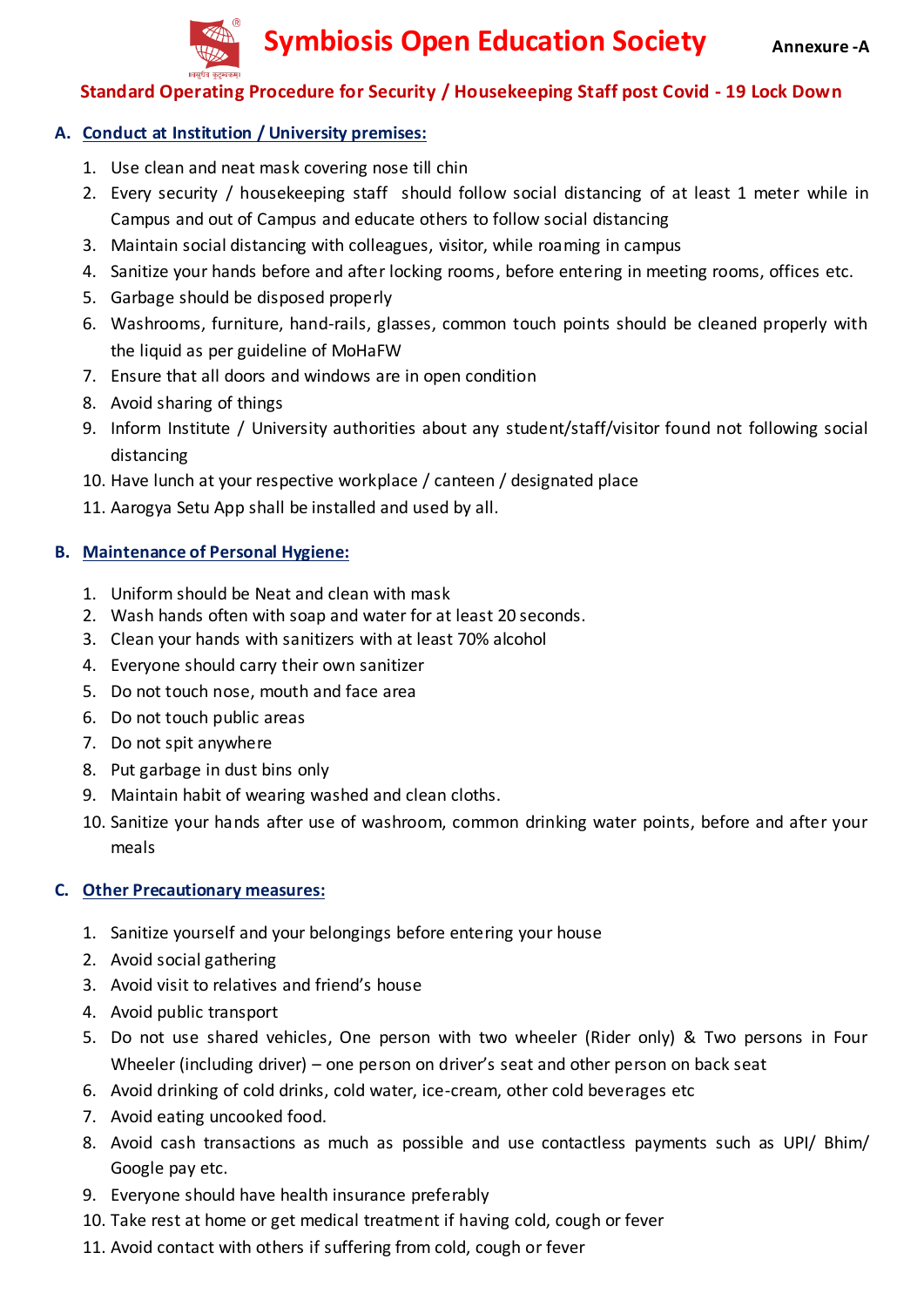# Symbiosis Open Education Society

**Annexure -A**

## Standard Operating Procedure for Security / Housekeeping Staff post Covid - 19 Lock Down

### A. Conduct at Institution / University premises:

1. Use clean and neat mask covering nose till chin
2. Every security / housekeeping staff should follow social distancing of at least 1 meter while in Campus and out of Campus and educate others to follow social distancing
3. Maintain social distancing with colleagues, visitor, while roaming in campus
4. Sanitize your hands before and after locking rooms, before entering in meeting rooms, offices etc.
5. Garbage should be disposed properly
6. Washrooms, furniture, hand-rails, glasses, common touch points should be cleaned properly with the liquid as per guideline of MoHaFW
7. Ensure that all doors and windows are in open condition
8. Avoid sharing of things
9. Inform Institute / University authorities about any student/staff/visitor found not following social distancing
10. Have lunch at your respective workplace / canteen / designated place
11. Aarogya Setu App shall be installed and used by all.

### B. Maintenance of Personal Hygiene:

1. Uniform should be Neat and clean with mask
2. Wash hands often with soap and water for at least 20 seconds.
3. Clean your hands with sanitizers with at least 70% alcohol
4. Everyone should carry their own sanitizer
5. Do not touch nose, mouth and face area
6. Do not touch public areas
7. Do not spit anywhere
8. Put garbage in dust bins only
9. Maintain habit of wearing washed and clean cloths.
10. Sanitize your hands after use of washroom, common drinking water points, before and after your meals

### C. Other Precautionary measures:

1. Sanitize yourself and your belongings before entering your house
2. Avoid social gathering
3. Avoid visit to relatives and friend's house
4. Avoid public transport
5. Do not use shared vehicles, One person with two wheeler (Rider only) & Two persons in Four Wheeler (including driver) – one person on driver's seat and other person on back seat
6. Avoid drinking of cold drinks, cold water, ice-cream, other cold beverages etc
7. Avoid eating uncooked food.
8. Avoid cash transactions as much as possible and use contactless payments such as UPI/ Bhim/ Google pay etc.
9. Everyone should have health insurance preferably
10. Take rest at home or get medical treatment if having cold, cough or fever
11. Avoid contact with others if suffering from cold, cough or fever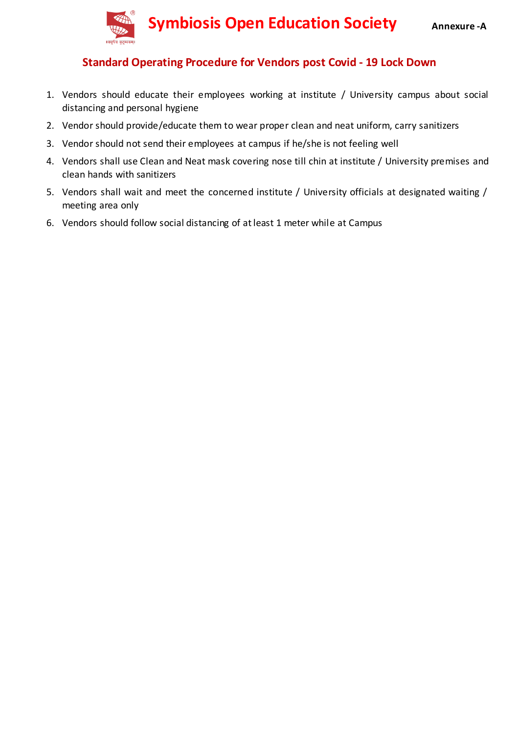Symbiosis Open Education Society

Annexure -A

## Standard Operating Procedure for Vendors post Covid - 19 Lock Down

1. Vendors should educate their employees working at institute / University campus about social distancing and personal hygiene
2. Vendor should provide/educate them to wear proper clean and neat uniform, carry sanitizers
3. Vendor should not send their employees at campus if he/she is not feeling well
4. Vendors shall use Clean and Neat mask covering nose till chin at institute / University premises and clean hands with sanitizers
5. Vendors shall wait and meet the concerned institute / University officials at designated waiting / meeting area only
6. Vendors should follow social distancing of at least 1 meter while at Campus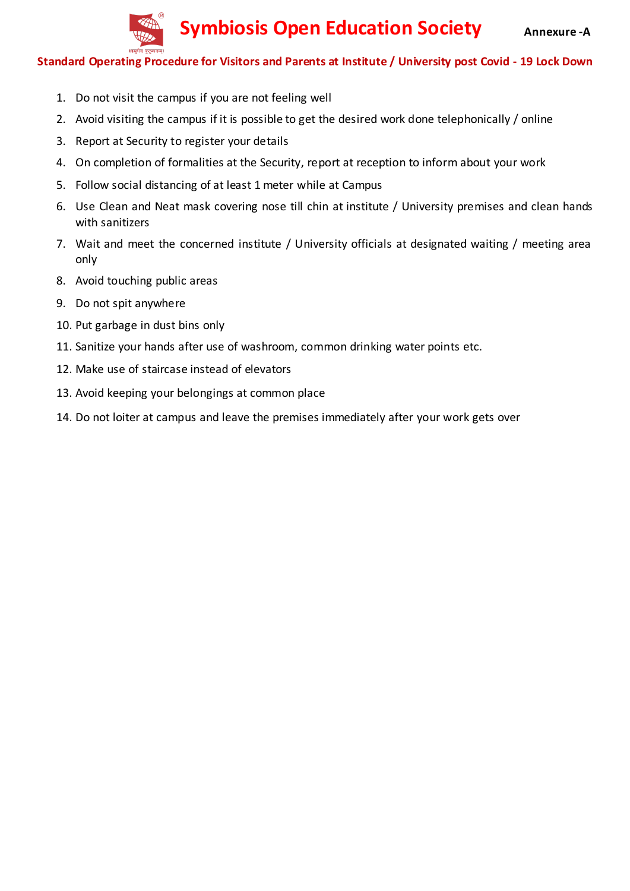# Symbiosis Open Education Society

**Annexure -A**

## Standard Operating Procedure for Visitors and Parents at Institute / University post Covid - 19 Lock Down

1. Do not visit the campus if you are not feeling well
2. Avoid visiting the campus if it is possible to get the desired work done telephonically / online
3. Report at Security to register your details
4. On completion of formalities at the Security, report at reception to inform about your work
5. Follow social distancing of at least 1 meter while at Campus
6. Use Clean and Neat mask covering nose till chin at institute / University premises and clean hands with sanitizers
7. Wait and meet the concerned institute / University officials at designated waiting / meeting area only
8. Avoid touching public areas
9. Do not spit anywhere
10. Put garbage in dust bins only
11. Sanitize your hands after use of washroom, common drinking water points etc.
12. Make use of staircase instead of elevators
13. Avoid keeping your belongings at common place
14. Do not loiter at campus and leave the premises immediately after your work gets over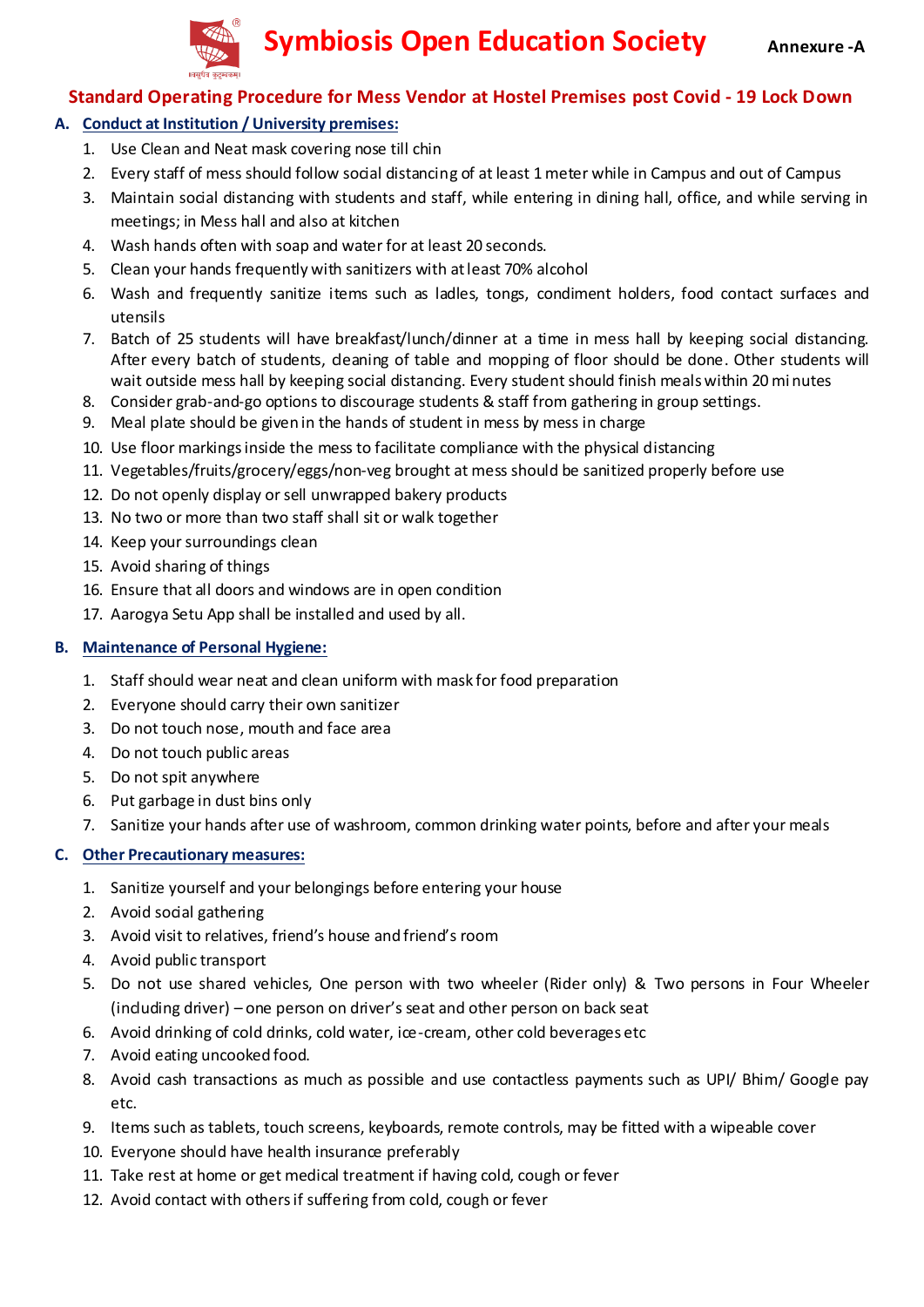# Symbiosis Open Education Society

**Annexure -A**

## Standard Operating Procedure for Mess Vendor at Hostel Premises post Covid - 19 Lock Down

### A. Conduct at Institution / University premises:

1. Use Clean and Neat mask covering nose till chin
2. Every staff of mess should follow social distancing of at least 1 meter while in Campus and out of Campus
3. Maintain social distancing with students and staff, while entering in dining hall, office, and while serving in meetings; in Mess hall and also at kitchen
4. Wash hands often with soap and water for at least 20 seconds.
5. Clean your hands frequently with sanitizers with at least 70% alcohol
6. Wash and frequently sanitize items such as ladles, tongs, condiment holders, food contact surfaces and utensils
7. Batch of 25 students will have breakfast/lunch/dinner at a time in mess hall by keeping social distancing. After every batch of students, cleaning of table and mopping of floor should be done. Other students will wait outside mess hall by keeping social distancing. Every student should finish meals within 20 minutes
8. Consider grab-and-go options to discourage students & staff from gathering in group settings.
9. Meal plate should be given in the hands of student in mess by mess in charge
10. Use floor markings inside the mess to facilitate compliance with the physical distancing
11. Vegetables/fruits/grocery/eggs/non-veg brought at mess should be sanitized properly before use
12. Do not openly display or sell unwrapped bakery products
13. No two or more than two staff shall sit or walk together
14. Keep your surroundings clean
15. Avoid sharing of things
16. Ensure that all doors and windows are in open condition
17. Aarogya Setu App shall be installed and used by all.

### B. Maintenance of Personal Hygiene:

1. Staff should wear neat and clean uniform with mask for food preparation
2. Everyone should carry their own sanitizer
3. Do not touch nose, mouth and face area
4. Do not touch public areas
5. Do not spit anywhere
6. Put garbage in dust bins only
7. Sanitize your hands after use of washroom, common drinking water points, before and after your meals

### C. Other Precautionary measures:

1. Sanitize yourself and your belongings before entering your house
2. Avoid social gathering
3. Avoid visit to relatives, friend's house and friend's room
4. Avoid public transport
5. Do not use shared vehicles, One person with two wheeler (Rider only) & Two persons in Four Wheeler (including driver) – one person on driver's seat and other person on back seat
6. Avoid drinking of cold drinks, cold water, ice-cream, other cold beverages etc
7. Avoid eating uncooked food.
8. Avoid cash transactions as much as possible and use contactless payments such as UPI/ Bhim/ Google pay etc.
9. Items such as tablets, touch screens, keyboards, remote controls, may be fitted with a wipeable cover
10. Everyone should have health insurance preferably
11. Take rest at home or get medical treatment if having cold, cough or fever
12. Avoid contact with others if suffering from cold, cough or fever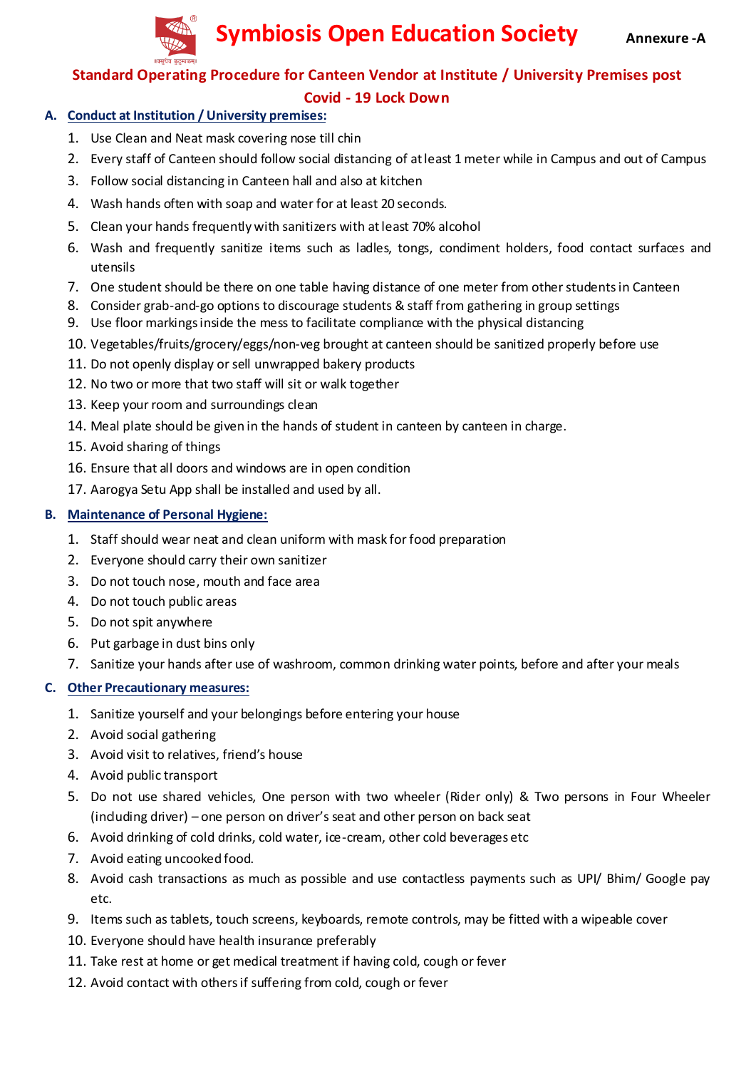# Symbiosis Open Education Society

**Annexure -A**

## Standard Operating Procedure for Canteen Vendor at Institute / University Premises post Covid - 19 Lock Down

### A. Conduct at Institution / University premises:

1. Use Clean and Neat mask covering nose till chin
2. Every staff of Canteen should follow social distancing of at least 1 meter while in Campus and out of Campus
3. Follow social distancing in Canteen hall and also at kitchen
4. Wash hands often with soap and water for at least 20 seconds.
5. Clean your hands frequently with sanitizers with at least 70% alcohol
6. Wash and frequently sanitize items such as ladles, tongs, condiment holders, food contact surfaces and utensils
7. One student should be there on one table having distance of one meter from other students in Canteen
8. Consider grab-and-go options to discourage students & staff from gathering in group settings
9. Use floor markings inside the mess to facilitate compliance with the physical distancing
10. Vegetables/fruits/grocery/eggs/non-veg brought at canteen should be sanitized properly before use
11. Do not openly display or sell unwrapped bakery products
12. No two or more that two staff will sit or walk together
13. Keep your room and surroundings clean
14. Meal plate should be given in the hands of student in canteen by canteen in charge.
15. Avoid sharing of things
16. Ensure that all doors and windows are in open condition
17. Aarogya Setu App shall be installed and used by all.

### B. Maintenance of Personal Hygiene:

1. Staff should wear neat and clean uniform with mask for food preparation
2. Everyone should carry their own sanitizer
3. Do not touch nose, mouth and face area
4. Do not touch public areas
5. Do not spit anywhere
6. Put garbage in dust bins only
7. Sanitize your hands after use of washroom, common drinking water points, before and after your meals

### C. Other Precautionary measures:

1. Sanitize yourself and your belongings before entering your house
2. Avoid social gathering
3. Avoid visit to relatives, friend's house
4. Avoid public transport
5. Do not use shared vehicles, One person with two wheeler (Rider only) & Two persons in Four Wheeler (including driver) – one person on driver's seat and other person on back seat
6. Avoid drinking of cold drinks, cold water, ice-cream, other cold beverages etc
7. Avoid eating uncooked food.
8. Avoid cash transactions as much as possible and use contactless payments such as UPI/ Bhim/ Google pay etc.
9. Items such as tablets, touch screens, keyboards, remote controls, may be fitted with a wipeable cover
10. Everyone should have health insurance preferably
11. Take rest at home or get medical treatment if having cold, cough or fever
12. Avoid contact with others if suffering from cold, cough or fever